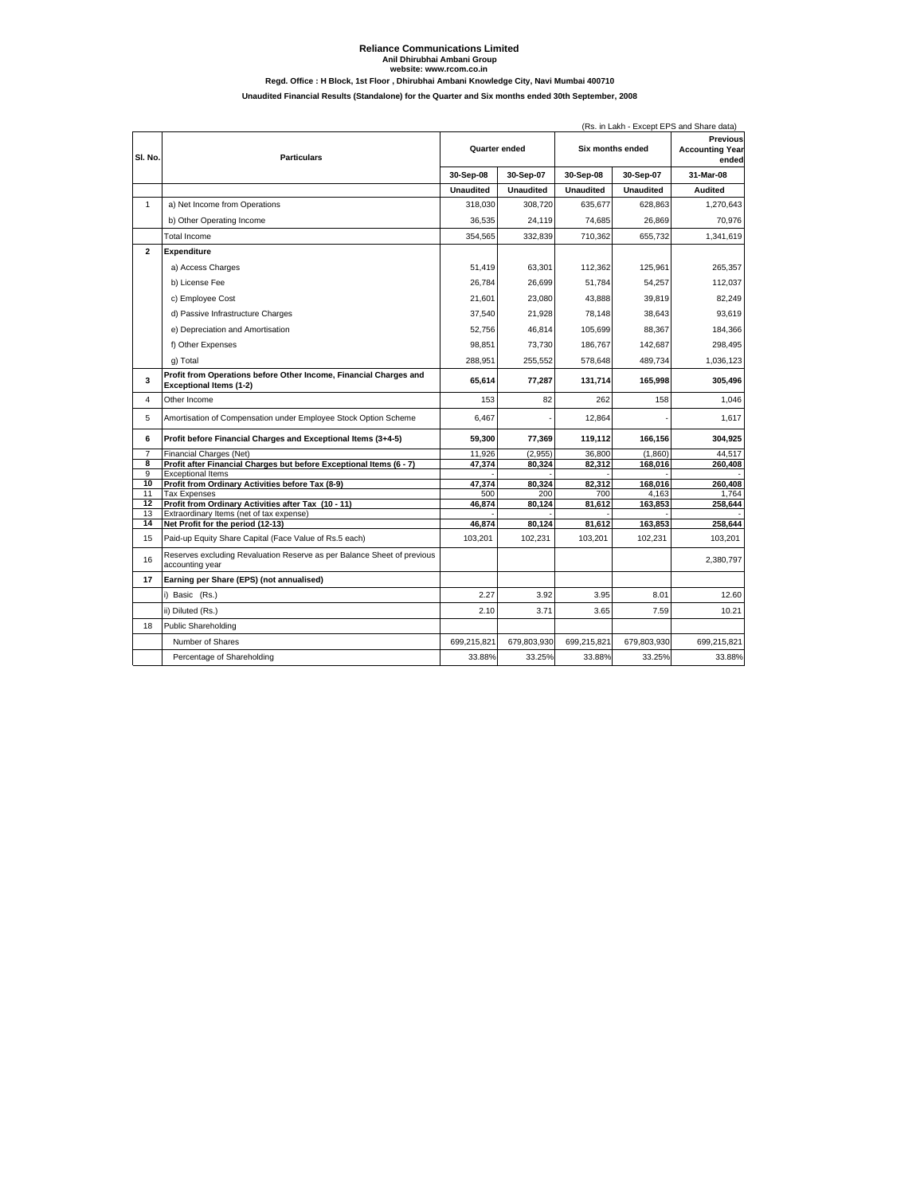# Reliance Communications Limited

**Anil Dhirubhai Ambani Group**

**website: www.rcom.co.in**

**Regd. Office : H Block, 1st Floor , Dhirubhai Ambani Knowledge City, Navi Mumbai 400710**

**Unaudited Financial Results (Standalone) for the Quarter and Six months ended 30th September, 2008**

(Rs. in Lakh - Except EPS and Share data)

| Sl. No. | Particulars | Quarter ended | | Six months ended | | Previous Accounting Year ended |
|---|---|---|---|---|---|---|
| | | 30-Sep-08 | 30-Sep-07 | 30-Sep-08 | 30-Sep-07 | 31-Mar-08 |
| | | Unaudited | Unaudited | Unaudited | Unaudited | Audited |
| 1 | a) Net Income from Operations | 318,030 | 308,720 | 635,677 | 628,863 | 1,270,643 |
| | b) Other Operating Income | 36,535 | 24,119 | 74,685 | 26,869 | 70,976 |
| | Total Income | 354,565 | 332,839 | 710,362 | 655,732 | 1,341,619 |
| **2** | **Expenditure** | | | | | |
| | a) Access Charges | 51,419 | 63,301 | 112,362 | 125,961 | 265,357 |
| | b) License Fee | 26,784 | 26,699 | 51,784 | 54,257 | 112,037 |
| | c) Employee Cost | 21,601 | 23,080 | 43,888 | 39,819 | 82,249 |
| | d) Passive Infrastructure Charges | 37,540 | 21,928 | 78,148 | 38,643 | 93,619 |
| | e) Depreciation and Amortisation | 52,756 | 46,814 | 105,699 | 88,367 | 184,366 |
| | f) Other Expenses | 98,851 | 73,730 | 186,767 | 142,687 | 298,495 |
| | g) Total | 288,951 | 255,552 | 578,648 | 489,734 | 1,036,123 |
| **3** | **Profit from Operations before Other Income, Financial Charges and Exceptional Items (1-2)** | **65,614** | **77,287** | **131,714** | **165,998** | **305,496** |
| 4 | Other Income | 153 | 82 | 262 | 158 | 1,046 |
| 5 | Amortisation of Compensation under Employee Stock Option Scheme | 6,467 | - | 12,864 | - | 1,617 |
| **6** | **Profit before Financial Charges and Exceptional Items (3+4-5)** | **59,300** | **77,369** | **119,112** | **166,156** | **304,925** |
| 7 | Financial Charges (Net) | 11,926 | (2,955) | 36,800 | (1,860) | 44,517 |
| **8** | **Profit after Financial Charges but before Exceptional Items (6 - 7)** | **47,374** | **80,324** | **82,312** | **168,016** | **260,408** |
| 9 | Exceptional Items | - | - | - | - | - |
| **10** | **Profit from Ordinary Activities before Tax (8-9)** | **47,374** | **80,324** | **82,312** | **168,016** | **260,408** |
| 11 | Tax Expenses | 500 | 200 | 700 | 4,163 | 1,764 |
| **12** | **Profit from Ordinary Activities after Tax (10 - 11)** | **46,874** | **80,124** | **81,612** | **163,853** | **258,644** |
| 13 | Extraordinary Items (net of tax expense) | - | - | - | - | - |
| **14** | **Net Profit for the period (12-13)** | **46,874** | **80,124** | **81,612** | **163,853** | **258,644** |
| 15 | Paid-up Equity Share Capital (Face Value of Rs.5 each) | 103,201 | 102,231 | 103,201 | 102,231 | 103,201 |
| 16 | Reserves excluding Revaluation Reserve as per Balance Sheet of previous accounting year | | | | | 2,380,797 |
| **17** | **Earning per Share (EPS) (not annualised)** | | | | | |
| | i) Basic (Rs.) | 2.27 | 3.92 | 3.95 | 8.01 | 12.60 |
| | ii) Diluted (Rs.) | 2.10 | 3.71 | 3.65 | 7.59 | 10.21 |
| 18 | Public Shareholding | | | | | |
| | Number of Shares | 699,215,821 | 679,803,930 | 699,215,821 | 679,803,930 | 699,215,821 |
| | Percentage of Shareholding | 33.88% | 33.25% | 33.88% | 33.25% | 33.88% |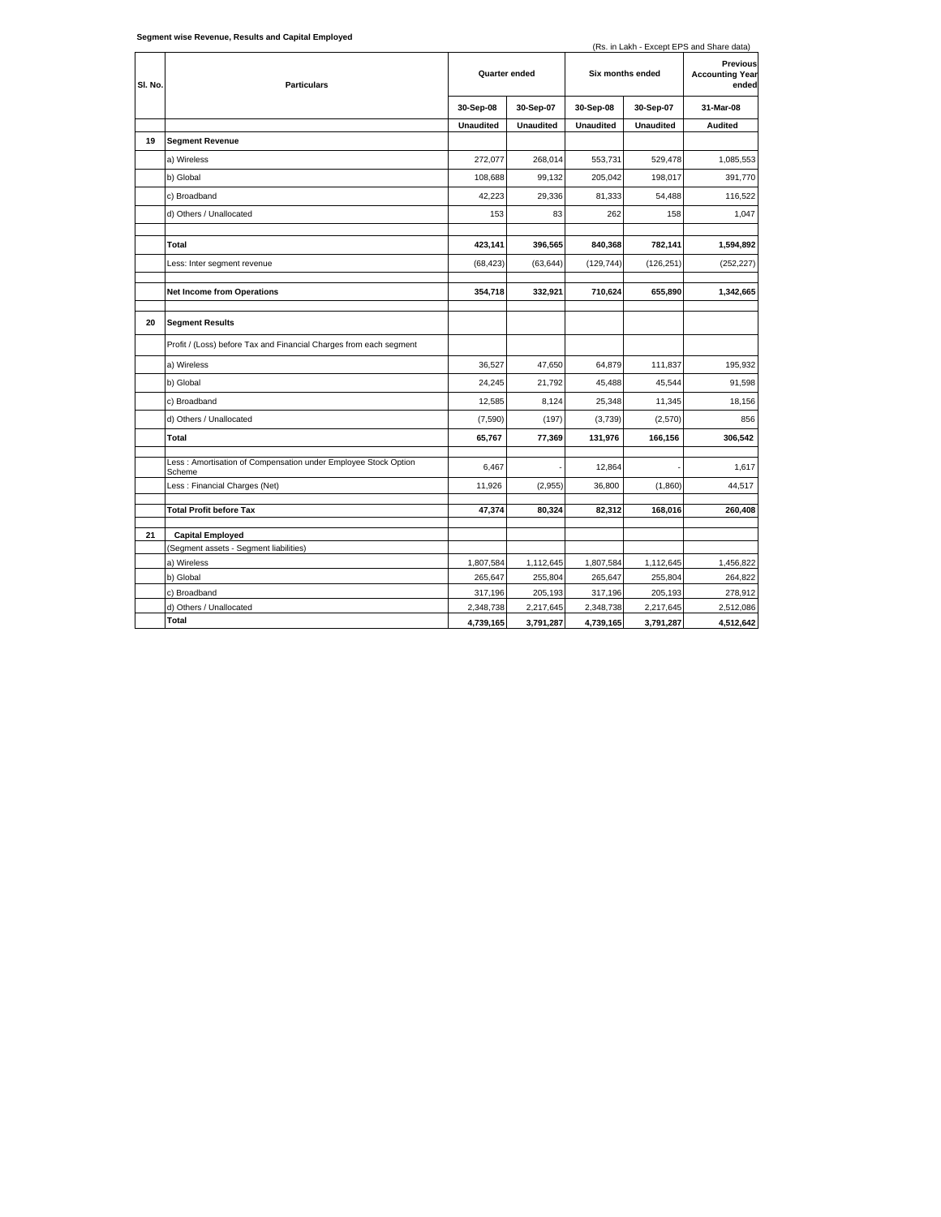**Segment wise Revenue, Results and Capital Employed**

(Rs. in Lakh - Except EPS and Share data)

| Sl. No. | Particulars | Quarter ended | | Six months ended | | Previous Accounting Year ended |
|---|---|---|---|---|---|---|
| | | 30-Sep-08 | 30-Sep-07 | 30-Sep-08 | 30-Sep-07 | 31-Mar-08 |
| | | Unaudited | Unaudited | Unaudited | Unaudited | Audited |
| 19 | **Segment Revenue** | | | | | |
| | a) Wireless | 272,077 | 268,014 | 553,731 | 529,478 | 1,085,553 |
| | b) Global | 108,688 | 99,132 | 205,042 | 198,017 | 391,770 |
| | c) Broadband | 42,223 | 29,336 | 81,333 | 54,488 | 116,522 |
| | d) Others / Unallocated | 153 | 83 | 262 | 158 | 1,047 |
| | **Total** | **423,141** | **396,565** | **840,368** | **782,141** | **1,594,892** |
| | Less: Inter segment revenue | (68,423) | (63,644) | (129,744) | (126,251) | (252,227) |
| | **Net Income from Operations** | **354,718** | **332,921** | **710,624** | **655,890** | **1,342,665** |
| 20 | **Segment Results** | | | | | |
| | Profit / (Loss) before Tax and Financial Charges from each segment | | | | | |
| | a) Wireless | 36,527 | 47,650 | 64,879 | 111,837 | 195,932 |
| | b) Global | 24,245 | 21,792 | 45,488 | 45,544 | 91,598 |
| | c) Broadband | 12,585 | 8,124 | 25,348 | 11,345 | 18,156 |
| | d) Others / Unallocated | (7,590) | (197) | (3,739) | (2,570) | 856 |
| | **Total** | **65,767** | **77,369** | **131,976** | **166,156** | **306,542** |
| | Less : Amortisation of Compensation under Employee Stock Option Scheme | 6,467 | - | 12,864 | - | 1,617 |
| | Less : Financial Charges (Net) | 11,926 | (2,955) | 36,800 | (1,860) | 44,517 |
| | **Total Profit before Tax** | **47,374** | **80,324** | **82,312** | **168,016** | **260,408** |
| 21 | **Capital Employed** | | | | | |
| | (Segment assets - Segment liabilities) | | | | | |
| | a) Wireless | 1,807,584 | 1,112,645 | 1,807,584 | 1,112,645 | 1,456,822 |
| | b) Global | 265,647 | 255,804 | 265,647 | 255,804 | 264,822 |
| | c) Broadband | 317,196 | 205,193 | 317,196 | 205,193 | 278,912 |
| | d) Others / Unallocated | 2,348,738 | 2,217,645 | 2,348,738 | 2,217,645 | 2,512,086 |
| | **Total** | **4,739,165** | **3,791,287** | **4,739,165** | **3,791,287** | **4,512,642** |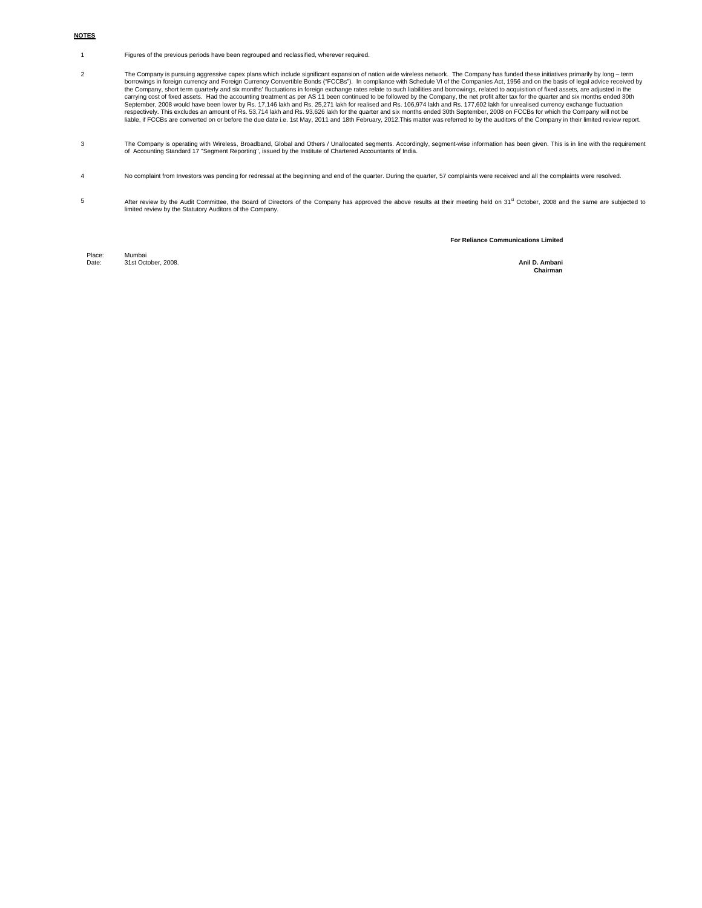**NOTES**

1. Figures of the previous periods have been regrouped and reclassified, wherever required.

2. The Company is pursuing aggressive capex plans which include significant expansion of nation wide wireless network. The Company has funded these initiatives primarily by long – term borrowings in foreign currency and Foreign Currency Convertible Bonds ("FCCBs"). In compliance with Schedule VI of the Companies Act, 1956 and on the basis of legal advice received by the Company, short term quarterly and six months' fluctuations in foreign exchange rates relate to such liabilities and borrowings, related to acquisition of fixed assets, are adjusted in the carrying cost of fixed assets. Had the accounting treatment as per AS 11 been continued to be followed by the Company, the net profit after tax for the quarter and six months ended 30th September, 2008 would have been lower by Rs. 17,146 lakh and Rs. 25,271 lakh for realised and Rs. 106,974 lakh and Rs. 177,602 lakh for unrealised currency exchange fluctuation respectively. This excludes an amount of Rs. 53,714 lakh and Rs. 93,626 lakh for the quarter and six months ended 30th September, 2008 on FCCBs for which the Company will not be liable, if FCCBs are converted on or before the due date i.e. 1st May, 2011 and 18th February, 2012.This matter was referred to by the auditors of the Company in their limited review report.

3. The Company is operating with Wireless, Broadband, Global and Others / Unallocated segments. Accordingly, segment-wise information has been given. This is in line with the requirement of Accounting Standard 17 "Segment Reporting", issued by the Institute of Chartered Accountants of India.

4. No complaint from Investors was pending for redressal at the beginning and end of the quarter. During the quarter, 57 complaints were received and all the complaints were resolved.

5. After review by the Audit Committee, the Board of Directors of the Company has approved the above results at their meeting held on 31st October, 2008 and the same are subjected to limited review by the Statutory Auditors of the Company.

**For Reliance Communications Limited**

Place: Mumbai
Date: 31st October, 2008.

**Anil D. Ambani**
**Chairman**